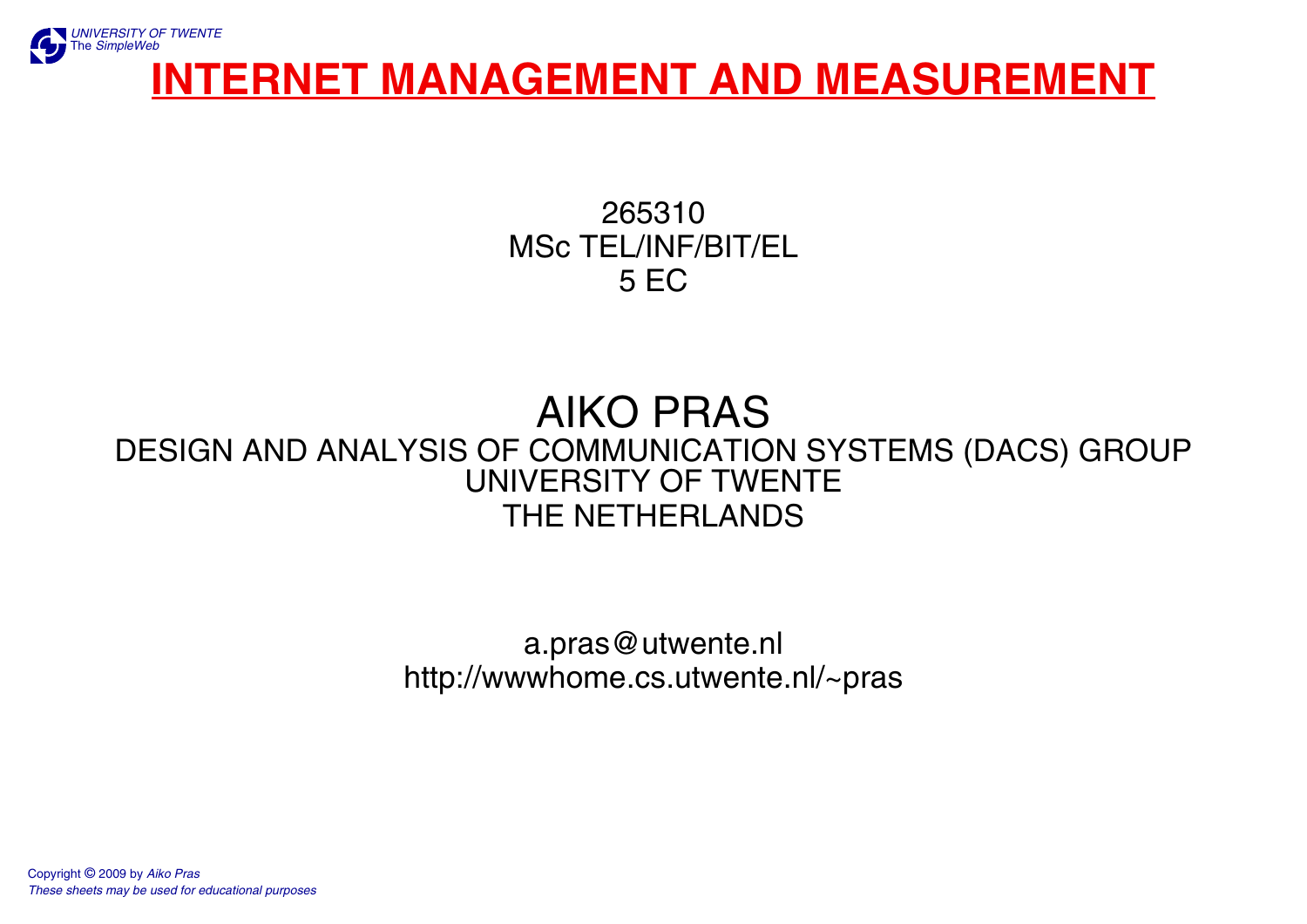# INTERNET MANAGEMENT AND MEASUREMENT

265310
MSc TEL/INF/BIT/EL
5 EC

## AIKO PRAS

DESIGN AND ANALYSIS OF COMMUNICATION SYSTEMS (DACS) GROUP
UNIVERSITY OF TWENTE
THE NETHERLANDS

a.pras@utwente.nl
http://wwwhome.cs.utwente.nl/~pras

Copyright © 2009 by *Aiko Pras*
*These sheets may be used for educational purposes*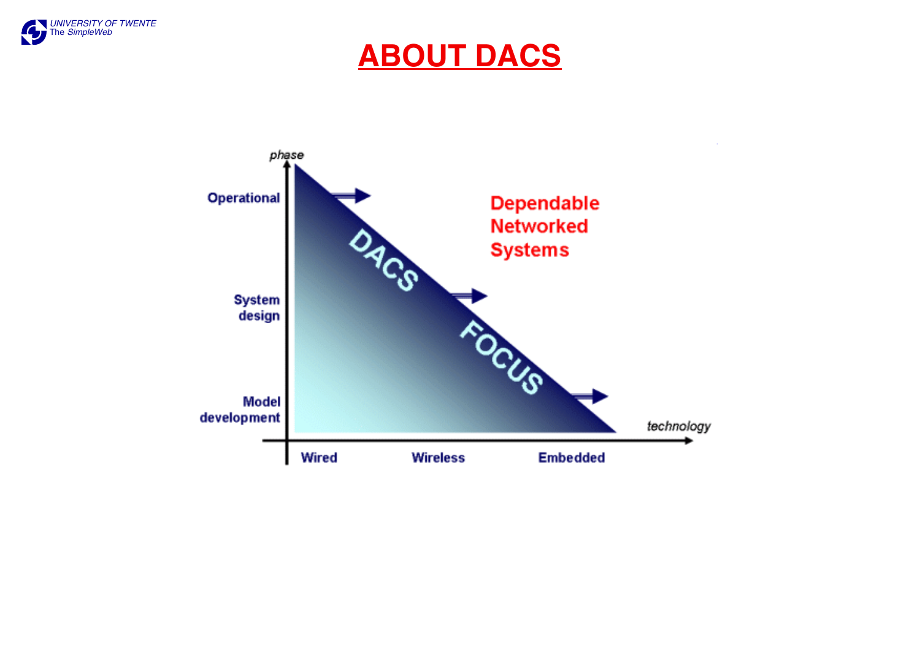# ABOUT DACS

phase

Operational

System design

Model development

DACS FOCUS

Dependable Networked Systems

technology

Wired

Wireless

Embedded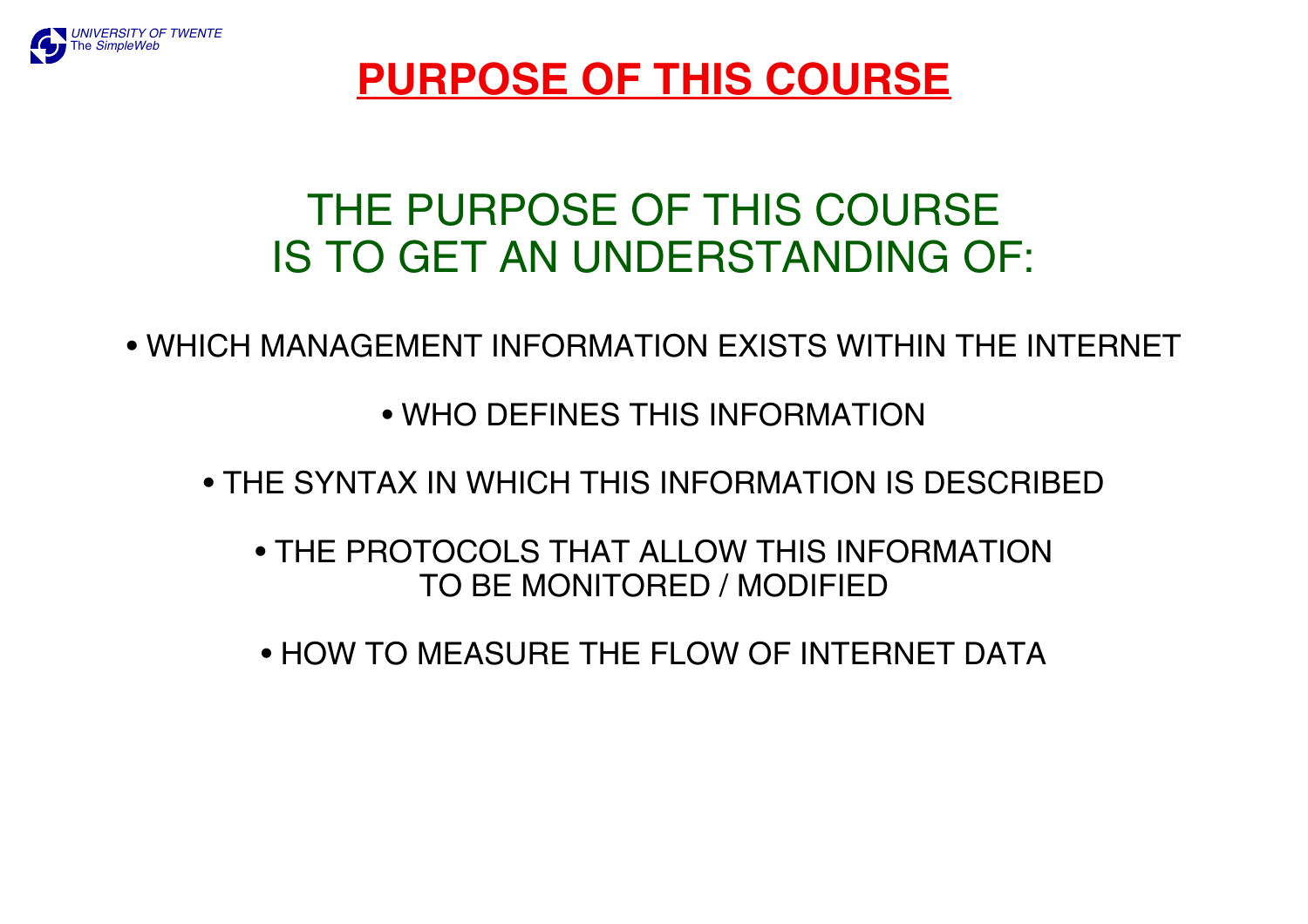# PURPOSE OF THIS COURSE

## THE PURPOSE OF THIS COURSE IS TO GET AN UNDERSTANDING OF:

- WHICH MANAGEMENT INFORMATION EXISTS WITHIN THE INTERNET
- WHO DEFINES THIS INFORMATION
- THE SYNTAX IN WHICH THIS INFORMATION IS DESCRIBED
- THE PROTOCOLS THAT ALLOW THIS INFORMATION TO BE MONITORED / MODIFIED
- HOW TO MEASURE THE FLOW OF INTERNET DATA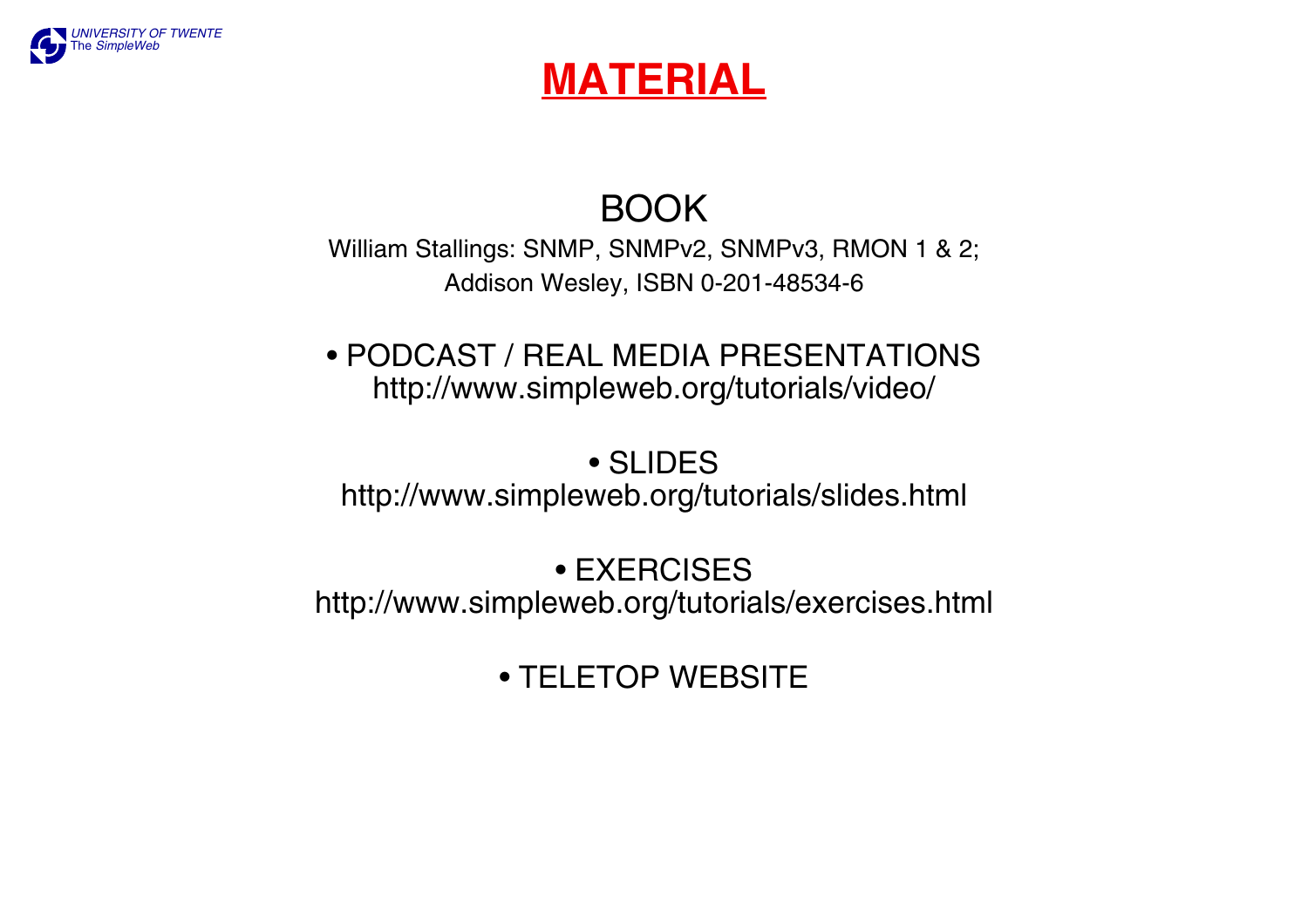# MATERIAL

## BOOK

William Stallings: SNMP, SNMPv2, SNMPv3, RMON 1 & 2;
Addison Wesley, ISBN 0-201-48534-6

- PODCAST / REAL MEDIA PRESENTATIONS
  http://www.simpleweb.org/tutorials/video/

- SLIDES
  http://www.simpleweb.org/tutorials/slides.html

- EXERCISES
  http://www.simpleweb.org/tutorials/exercises.html

- TELETOP WEBSITE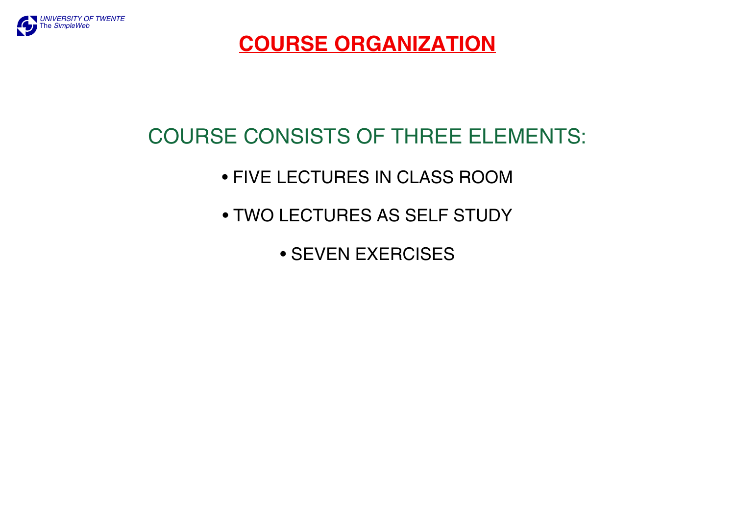# COURSE ORGANIZATION

COURSE CONSISTS OF THREE ELEMENTS:

- FIVE LECTURES IN CLASS ROOM
- TWO LECTURES AS SELF STUDY
- SEVEN EXERCISES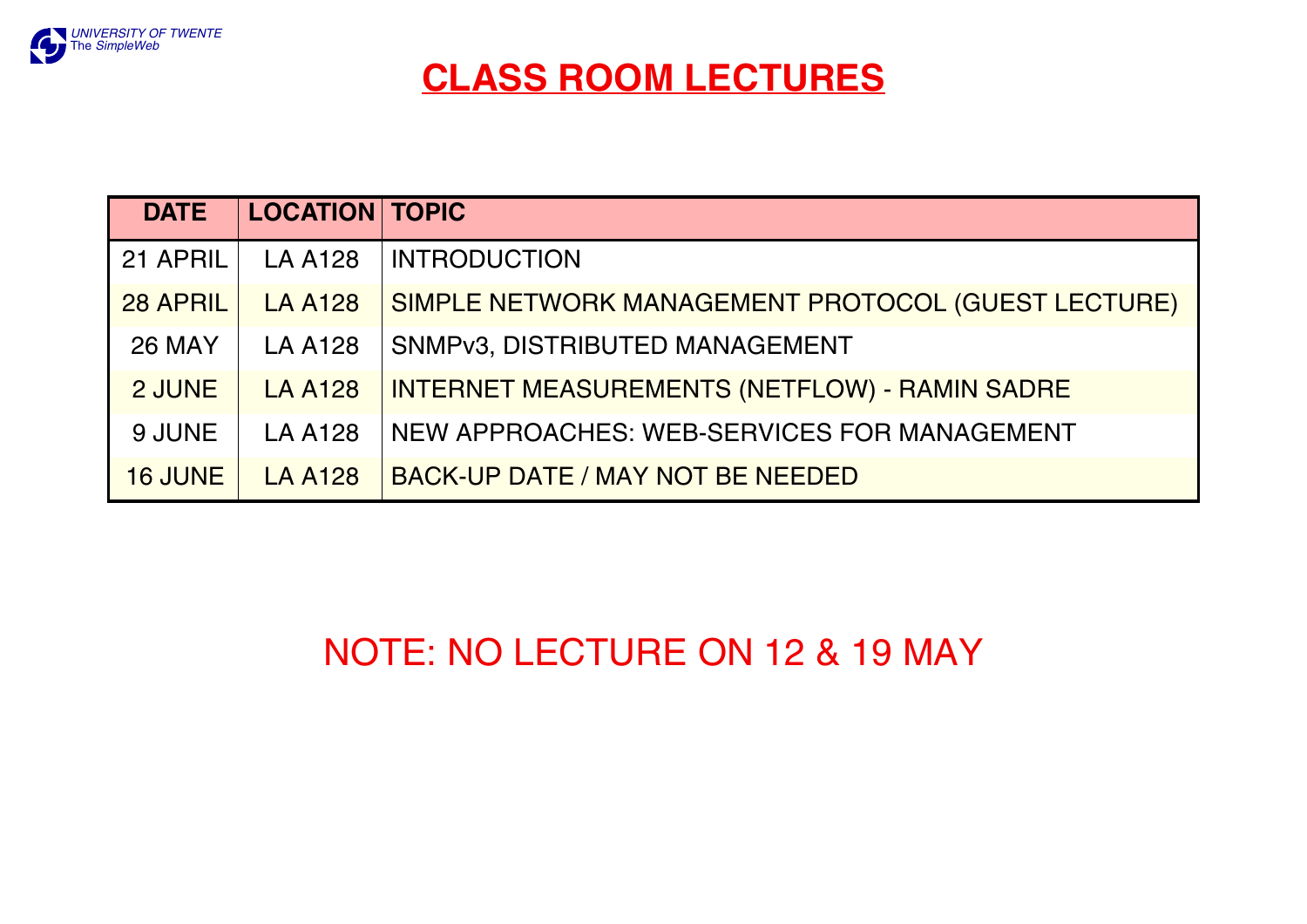# CLASS ROOM LECTURES

| DATE | LOCATION | TOPIC |
|---|---|---|
| 21 APRIL | LA A128 | INTRODUCTION |
| 28 APRIL | LA A128 | SIMPLE NETWORK MANAGEMENT PROTOCOL (GUEST LECTURE) |
| 26 MAY | LA A128 | SNMPv3, DISTRIBUTED MANAGEMENT |
| 2 JUNE | LA A128 | INTERNET MEASUREMENTS (NETFLOW) - RAMIN SADRE |
| 9 JUNE | LA A128 | NEW APPROACHES: WEB-SERVICES FOR MANAGEMENT |
| 16 JUNE | LA A128 | BACK-UP DATE / MAY NOT BE NEEDED |

NOTE: NO LECTURE ON 12 & 19 MAY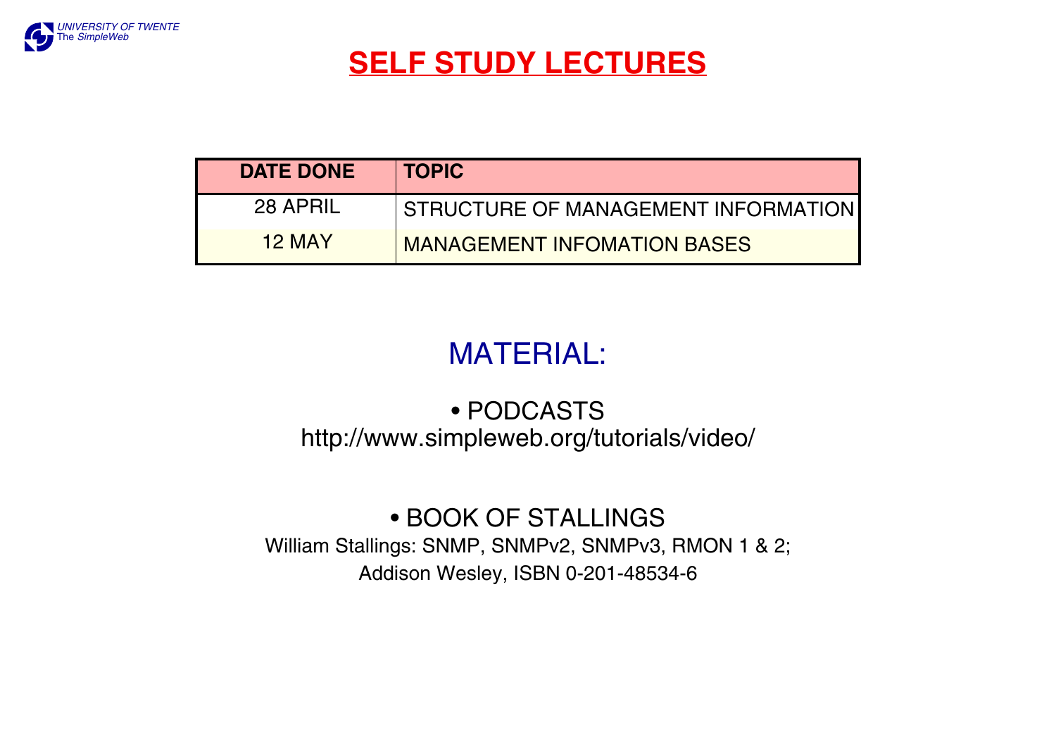# SELF STUDY LECTURES

| DATE DONE | TOPIC |
|---|---|
| 28 APRIL | STRUCTURE OF MANAGEMENT INFORMATION |
| 12 MAY | MANAGEMENT INFOMATION BASES |

## MATERIAL:

- PODCASTS
  http://www.simpleweb.org/tutorials/video/

- BOOK OF STALLINGS
  William Stallings: SNMP, SNMPv2, SNMPv3, RMON 1 & 2;
  Addison Wesley, ISBN 0-201-48534-6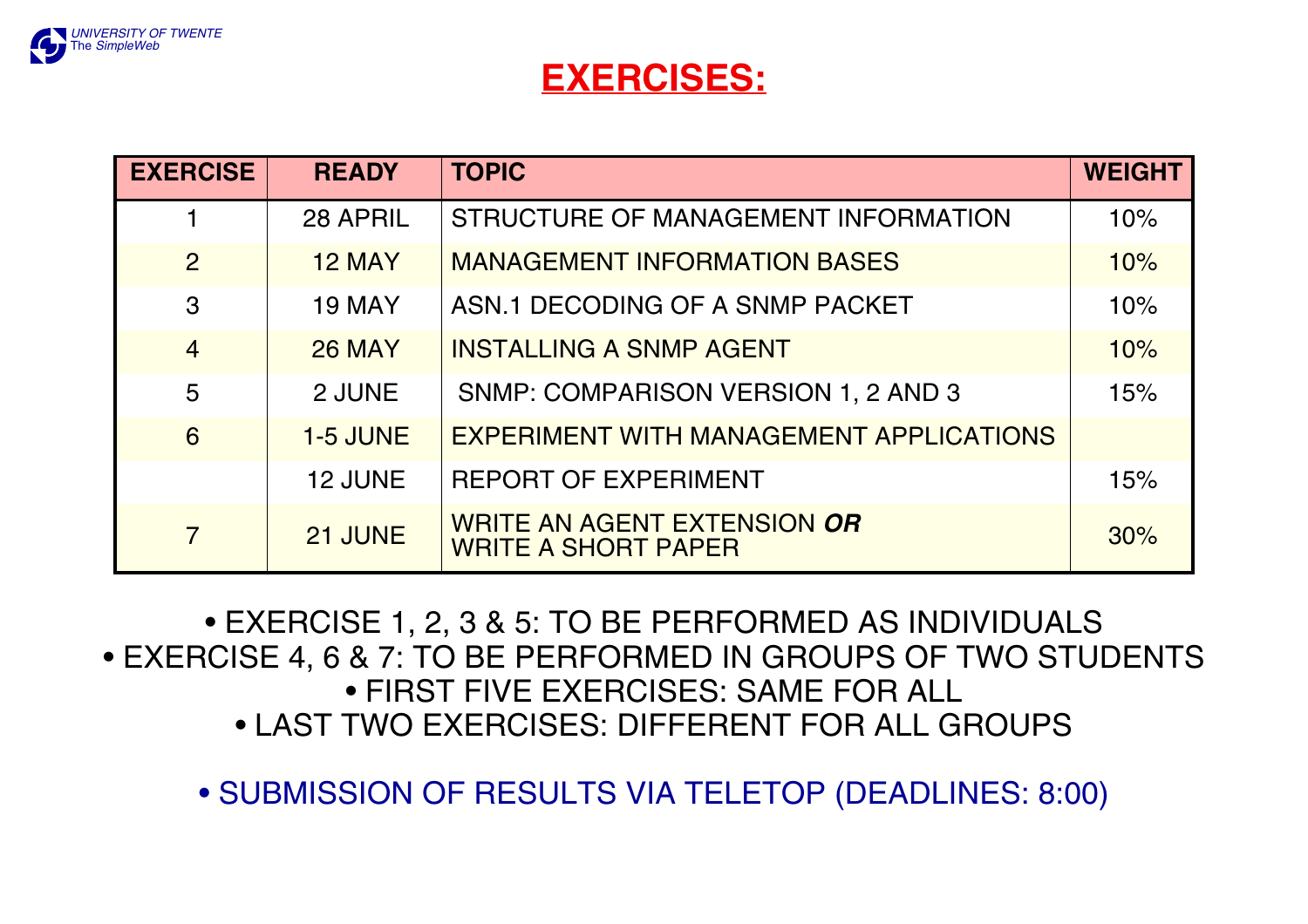# EXERCISES:

| EXERCISE | READY | TOPIC | WEIGHT |
|---|---|---|---|
| 1 | 28 APRIL | STRUCTURE OF MANAGEMENT INFORMATION | 10% |
| 2 | 12 MAY | MANAGEMENT INFORMATION BASES | 10% |
| 3 | 19 MAY | ASN.1 DECODING OF A SNMP PACKET | 10% |
| 4 | 26 MAY | INSTALLING A SNMP AGENT | 10% |
| 5 | 2 JUNE | SNMP: COMPARISON VERSION 1, 2 AND 3 | 15% |
| 6 | 1-5 JUNE | EXPERIMENT WITH MANAGEMENT APPLICATIONS | |
| | 12 JUNE | REPORT OF EXPERIMENT | 15% |
| 7 | 21 JUNE | WRITE AN AGENT EXTENSION ***OR*** WRITE A SHORT PAPER | 30% |

- EXERCISE 1, 2, 3 & 5: TO BE PERFORMED AS INDIVIDUALS
- EXERCISE 4, 6 & 7: TO BE PERFORMED IN GROUPS OF TWO STUDENTS
- FIRST FIVE EXERCISES: SAME FOR ALL
- LAST TWO EXERCISES: DIFFERENT FOR ALL GROUPS

- SUBMISSION OF RESULTS VIA TELETOP (DEADLINES: 8:00)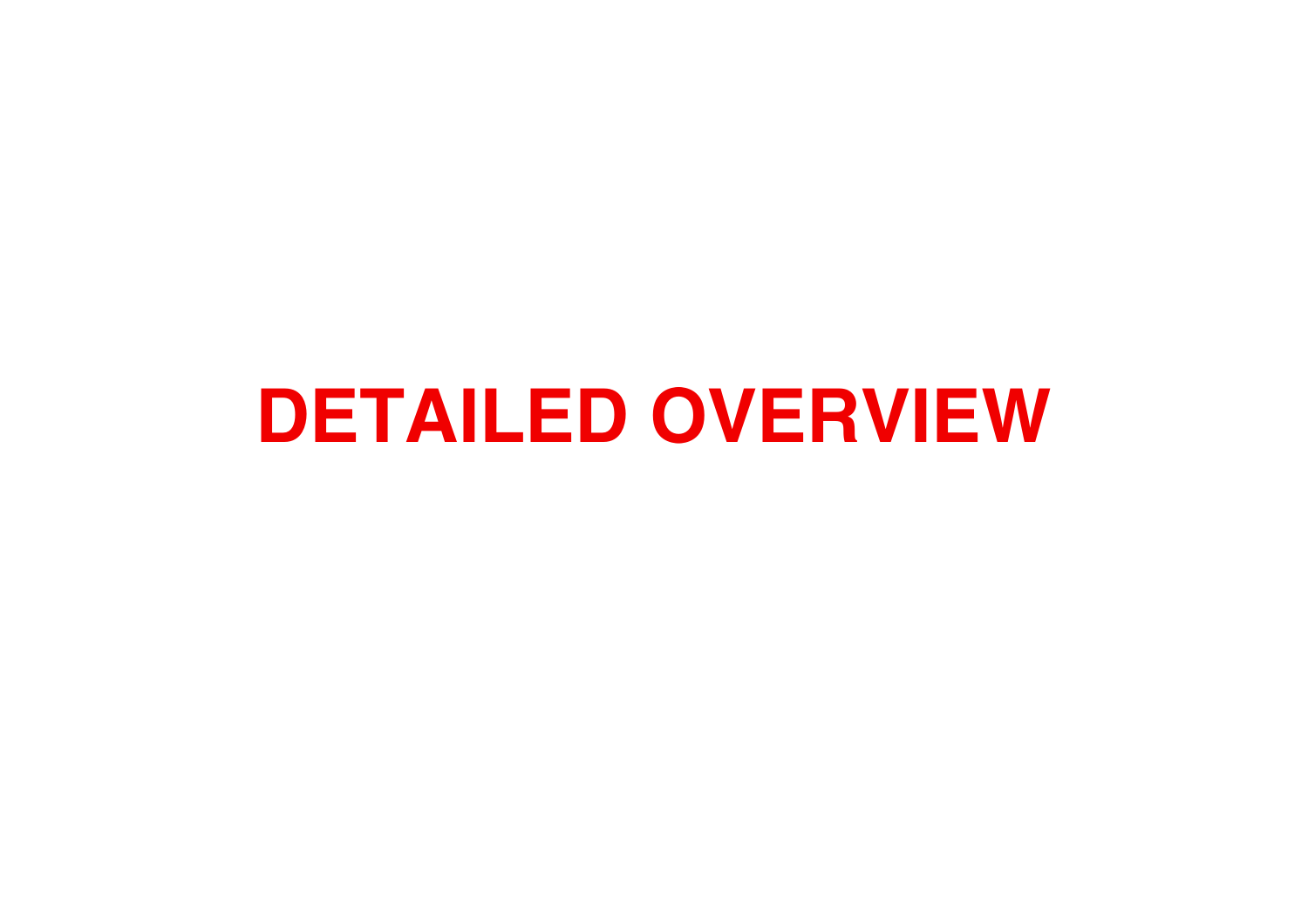# DETAILED OVERVIEW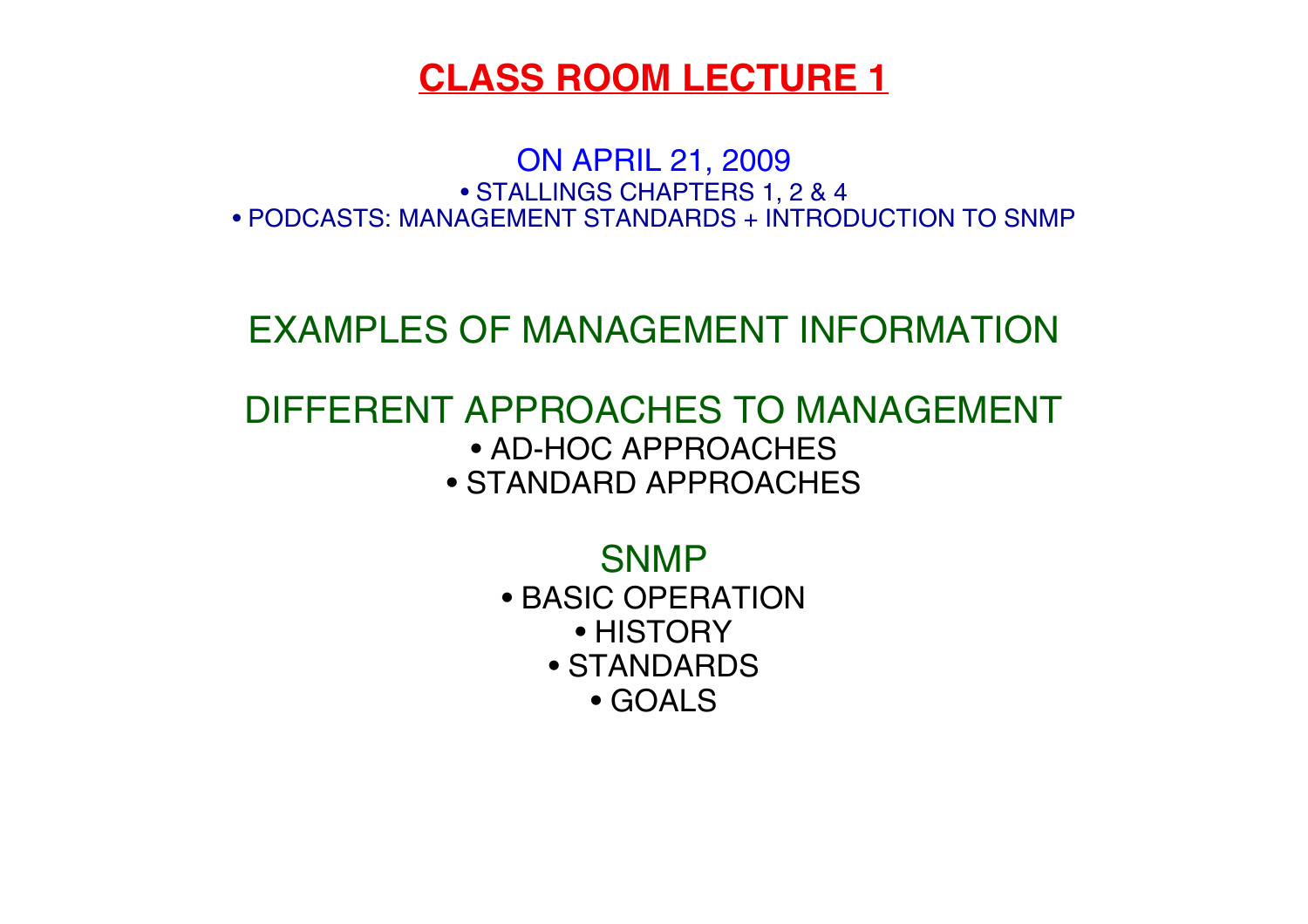# CLASS ROOM LECTURE 1

ON APRIL 21, 2009

- STALLINGS CHAPTERS 1, 2 & 4
- PODCASTS: MANAGEMENT STANDARDS + INTRODUCTION TO SNMP

## EXAMPLES OF MANAGEMENT INFORMATION

## DIFFERENT APPROACHES TO MANAGEMENT

- AD-HOC APPROACHES
- STANDARD APPROACHES

## SNMP

- BASIC OPERATION
- HISTORY
- STANDARDS
- GOALS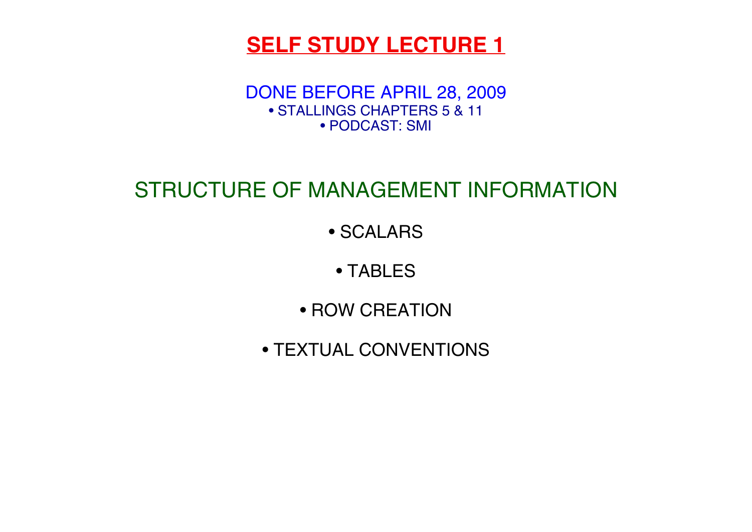# SELF STUDY LECTURE 1

DONE BEFORE APRIL 28, 2009

- STALLINGS CHAPTERS 5 & 11
- PODCAST: SMI

## STRUCTURE OF MANAGEMENT INFORMATION

- SCALARS
- TABLES
- ROW CREATION
- TEXTUAL CONVENTIONS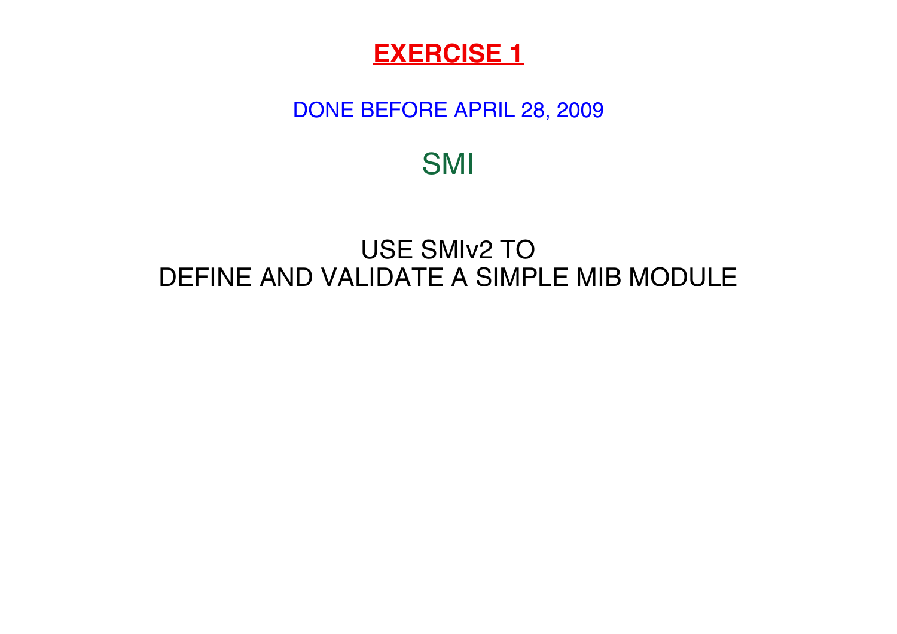# EXERCISE 1

DONE BEFORE APRIL 28, 2009

## SMI

USE SMIv2 TO
DEFINE AND VALIDATE A SIMPLE MIB MODULE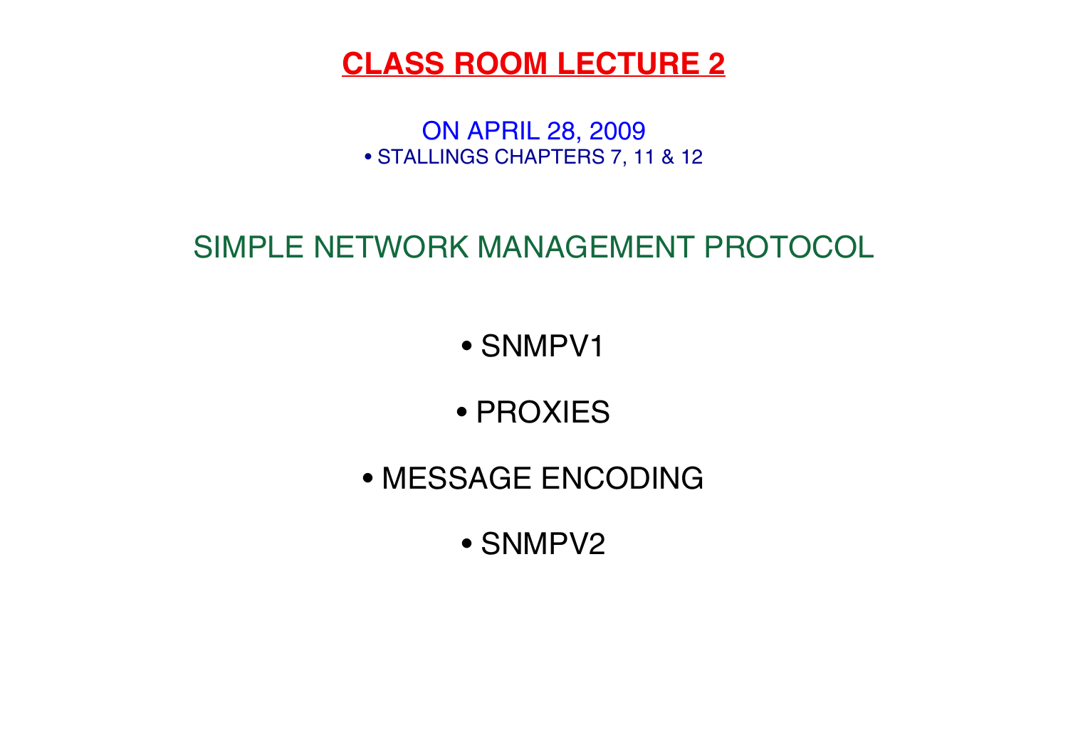# CLASS ROOM LECTURE 2

ON APRIL 28, 2009

- STALLINGS CHAPTERS 7, 11 & 12

## SIMPLE NETWORK MANAGEMENT PROTOCOL

- SNMPV1
- PROXIES
- MESSAGE ENCODING
- SNMPV2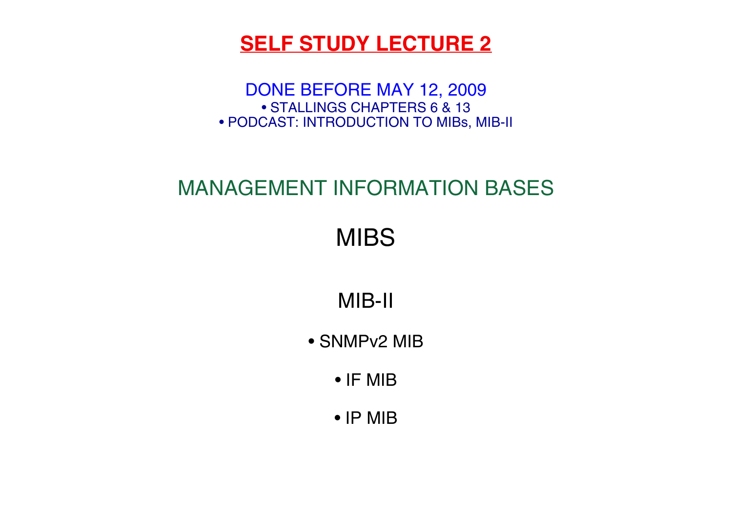# SELF STUDY LECTURE 2

DONE BEFORE MAY 12, 2009

- STALLINGS CHAPTERS 6 & 13
- PODCAST: INTRODUCTION TO MIBs, MIB-II

## MANAGEMENT INFORMATION BASES

## MIBS

### MIB-II

- SNMPv2 MIB
- IF MIB
- IP MIB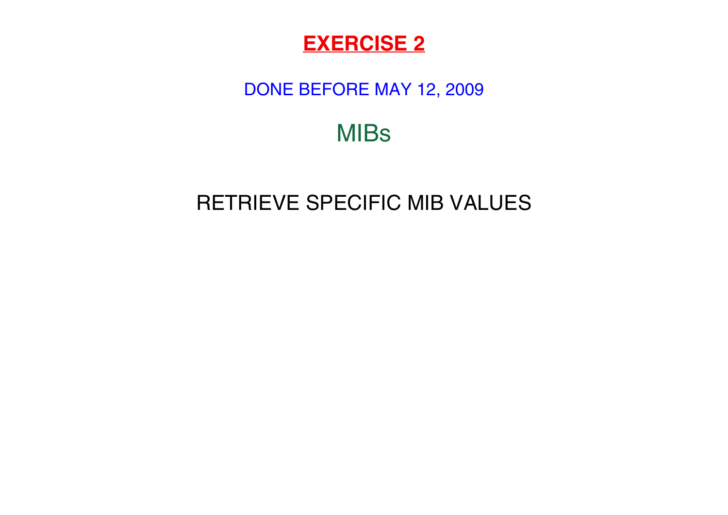# EXERCISE 2

DONE BEFORE MAY 12, 2009

## MIBs

RETRIEVE SPECIFIC MIB VALUES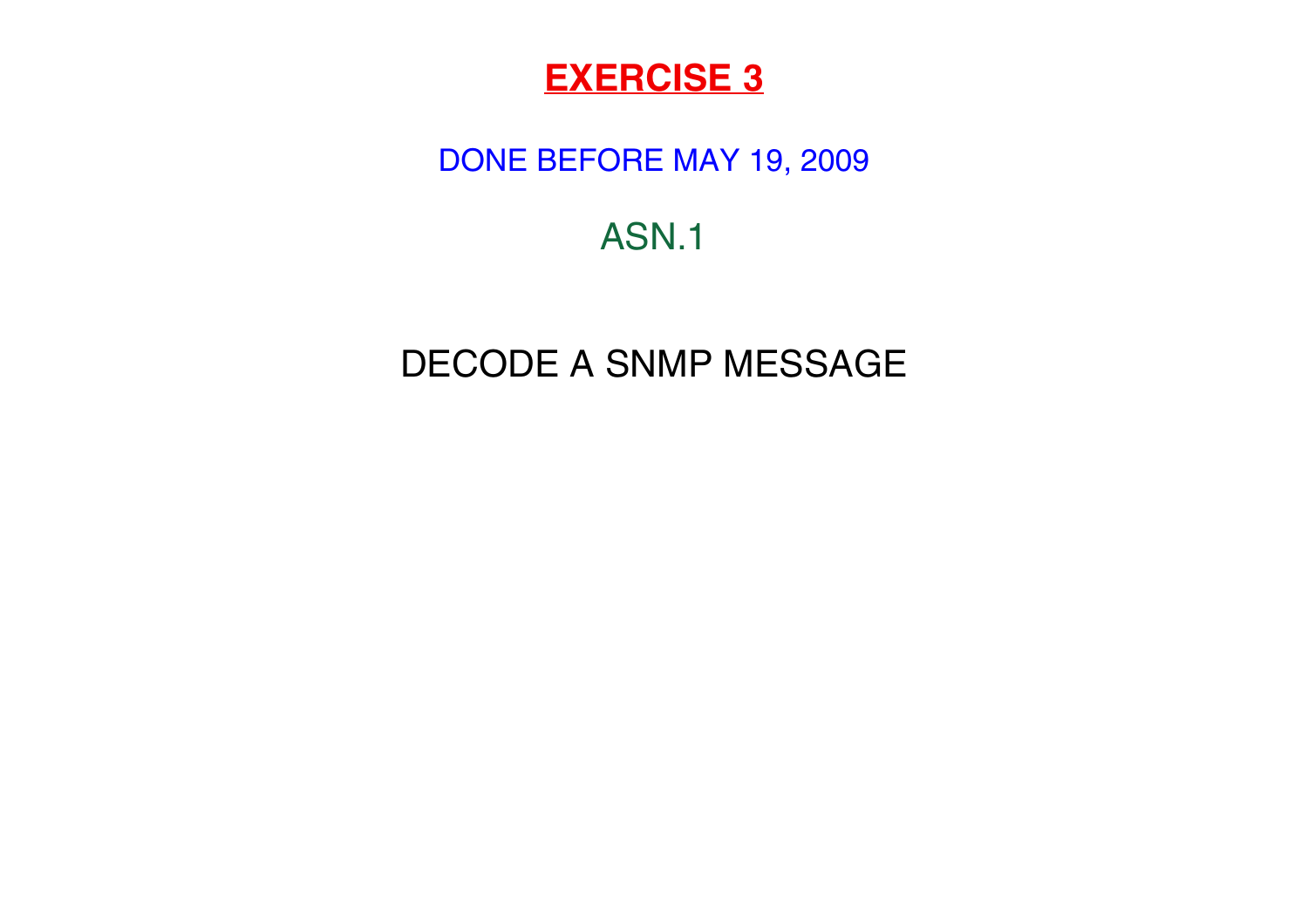# **EXERCISE 3**

DONE BEFORE MAY 19, 2009

ASN.1

DECODE A SNMP MESSAGE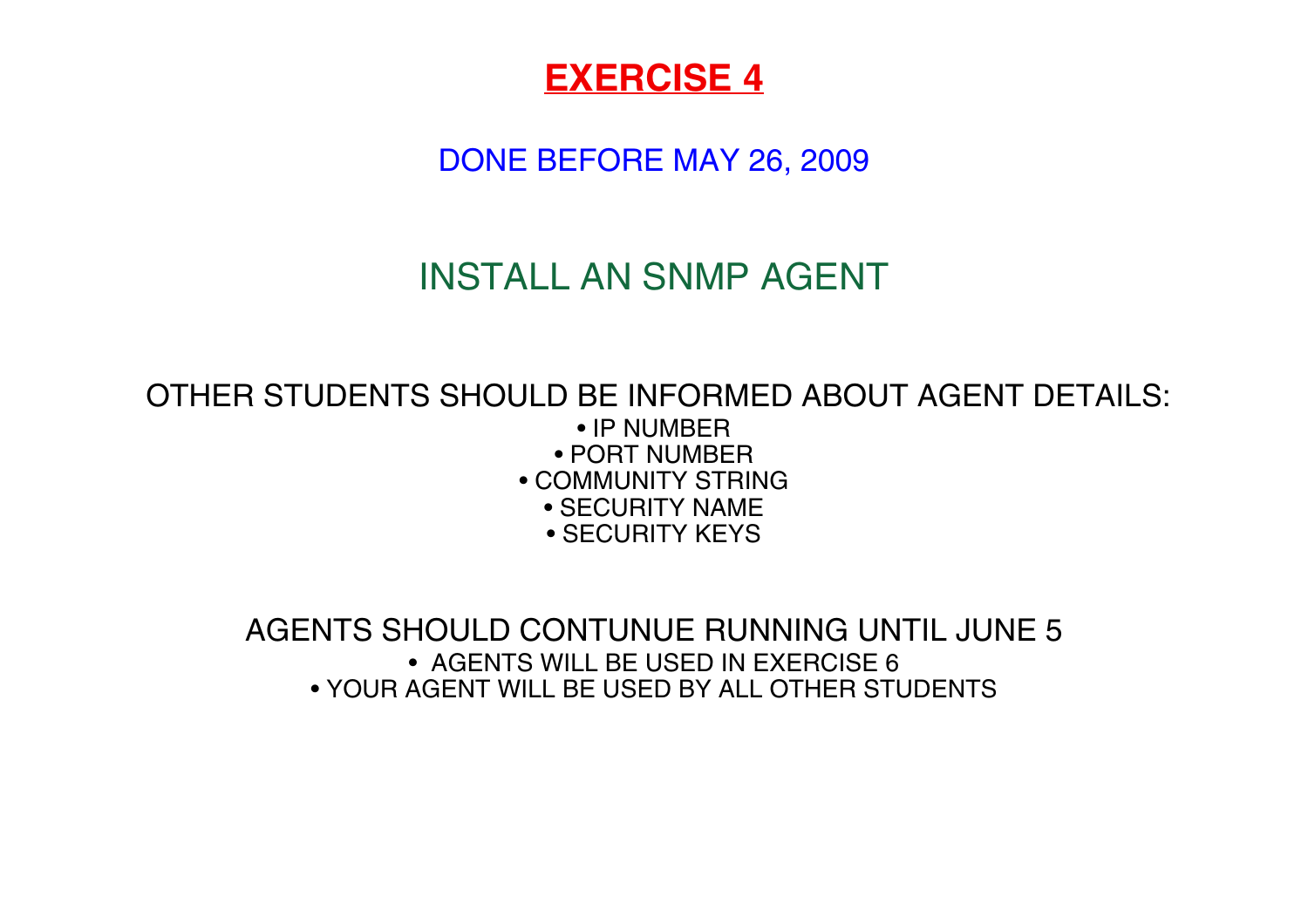# EXERCISE 4

DONE BEFORE MAY 26, 2009

## INSTALL AN SNMP AGENT

OTHER STUDENTS SHOULD BE INFORMED ABOUT AGENT DETAILS:

- IP NUMBER
- PORT NUMBER
- COMMUNITY STRING
- SECURITY NAME
- SECURITY KEYS

AGENTS SHOULD CONTUNUE RUNNING UNTIL JUNE 5

- AGENTS WILL BE USED IN EXERCISE 6
- YOUR AGENT WILL BE USED BY ALL OTHER STUDENTS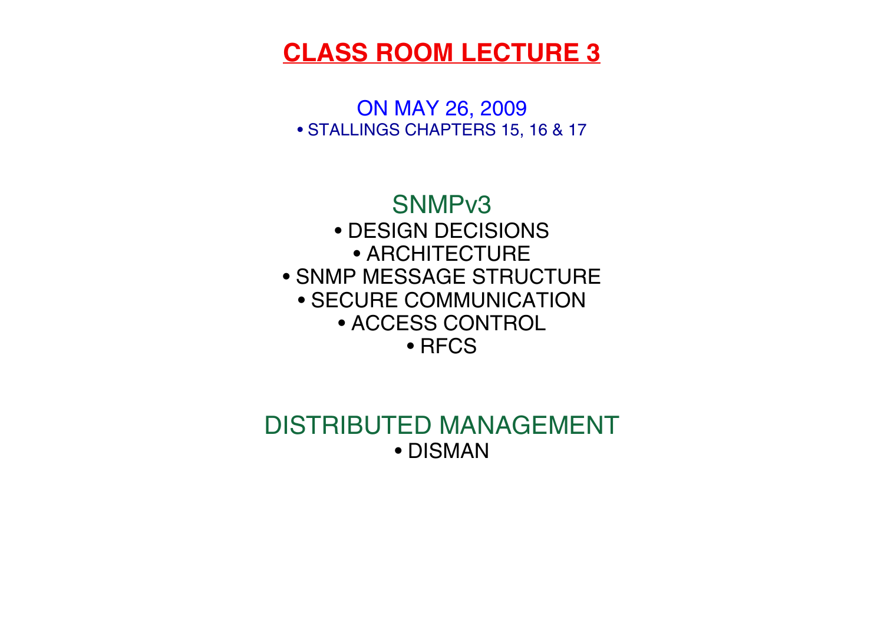# CLASS ROOM LECTURE 3

ON MAY 26, 2009

- STALLINGS CHAPTERS 15, 16 & 17

## SNMPv3

- DESIGN DECISIONS
- ARCHITECTURE
- SNMP MESSAGE STRUCTURE
- SECURE COMMUNICATION
- ACCESS CONTROL
- RFCS

## DISTRIBUTED MANAGEMENT

- DISMAN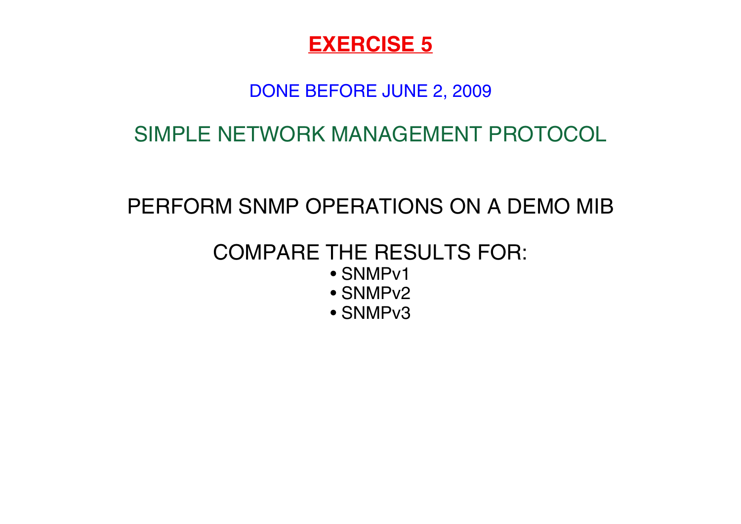# EXERCISE 5

DONE BEFORE JUNE 2, 2009

## SIMPLE NETWORK MANAGEMENT PROTOCOL

PERFORM SNMP OPERATIONS ON A DEMO MIB

COMPARE THE RESULTS FOR:

- SNMPv1
- SNMPv2
- SNMPv3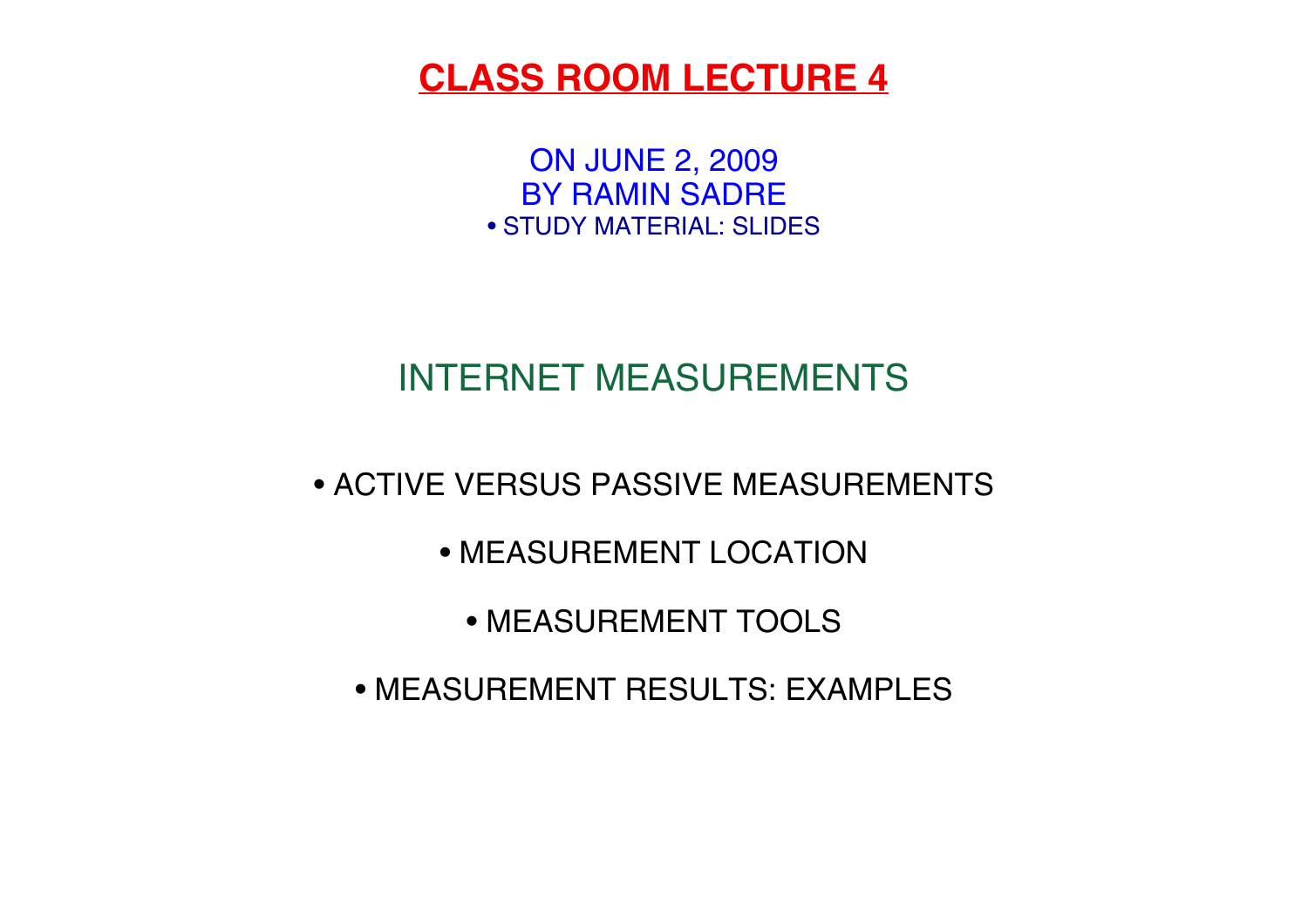# CLASS ROOM LECTURE 4

ON JUNE 2, 2009
BY RAMIN SADRE
• STUDY MATERIAL: SLIDES

## INTERNET MEASUREMENTS

- ACTIVE VERSUS PASSIVE MEASUREMENTS
- MEASUREMENT LOCATION
- MEASUREMENT TOOLS
- MEASUREMENT RESULTS: EXAMPLES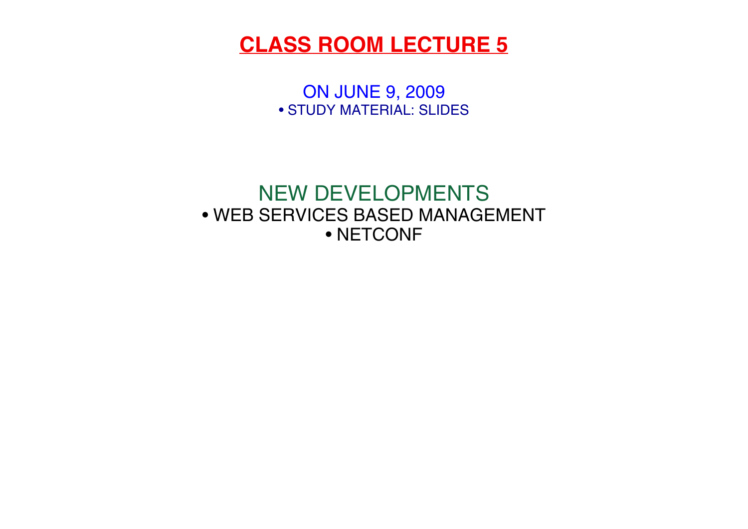# CLASS ROOM LECTURE 5

ON JUNE 9, 2009

- STUDY MATERIAL: SLIDES

## NEW DEVELOPMENTS

- WEB SERVICES BASED MANAGEMENT
- NETCONF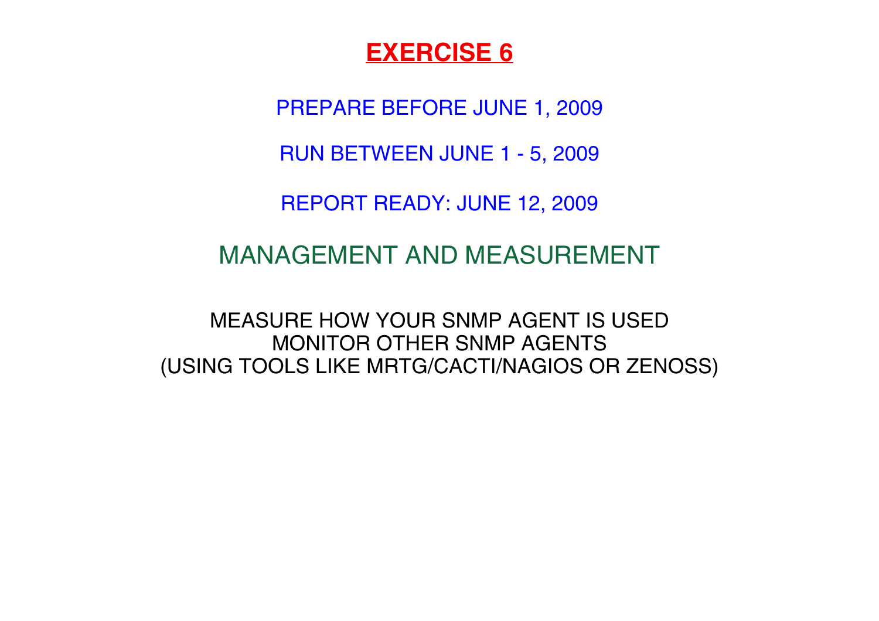# **EXERCISE 6**

PREPARE BEFORE JUNE 1, 2009

RUN BETWEEN JUNE 1 - 5, 2009

REPORT READY: JUNE 12, 2009

## MANAGEMENT AND MEASUREMENT

MEASURE HOW YOUR SNMP AGENT IS USED
MONITOR OTHER SNMP AGENTS
(USING TOOLS LIKE MRTG/CACTI/NAGIOS OR ZENOSS)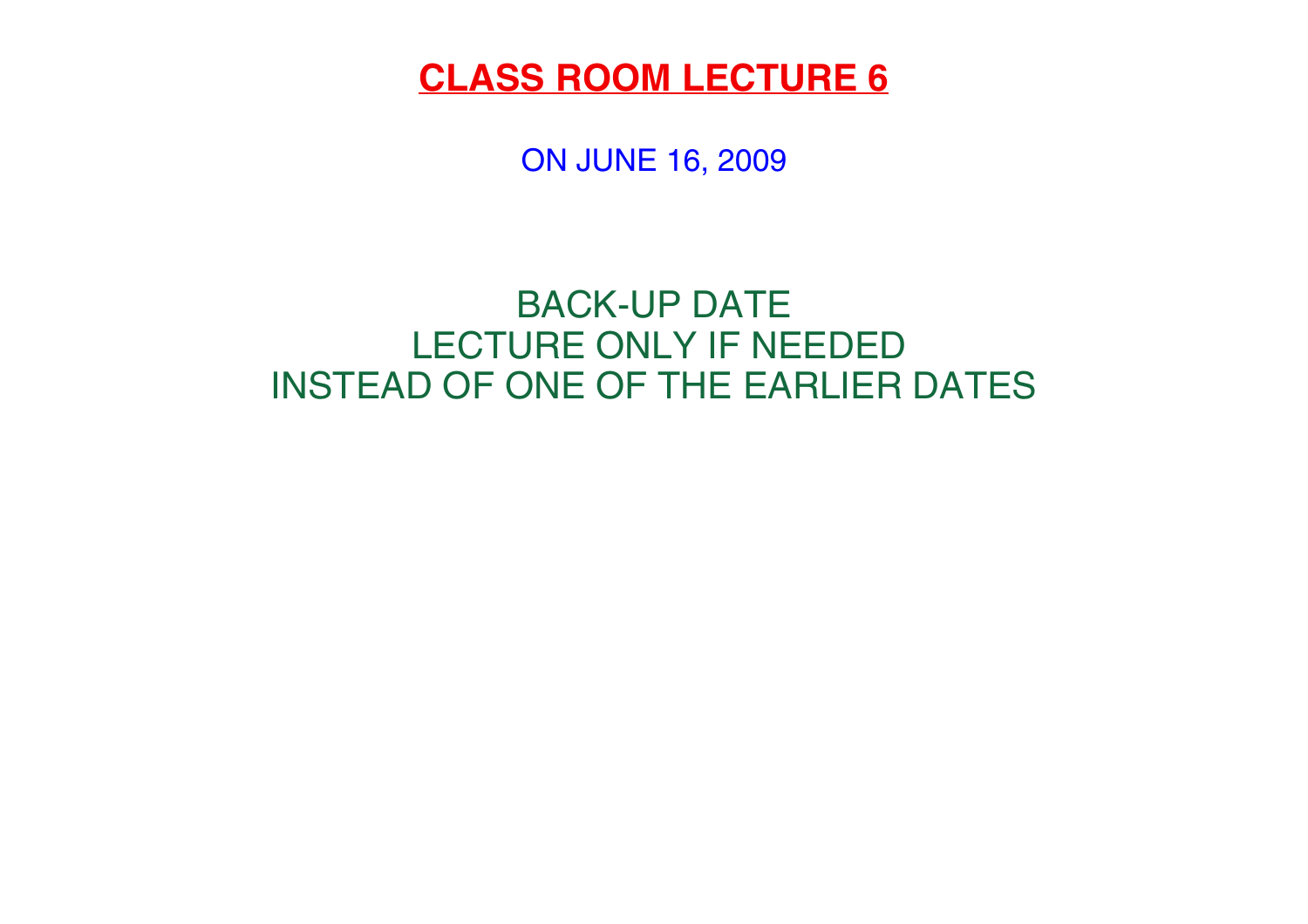# **CLASS ROOM LECTURE 6**

ON JUNE 16, 2009

BACK-UP DATE
LECTURE ONLY IF NEEDED
INSTEAD OF ONE OF THE EARLIER DATES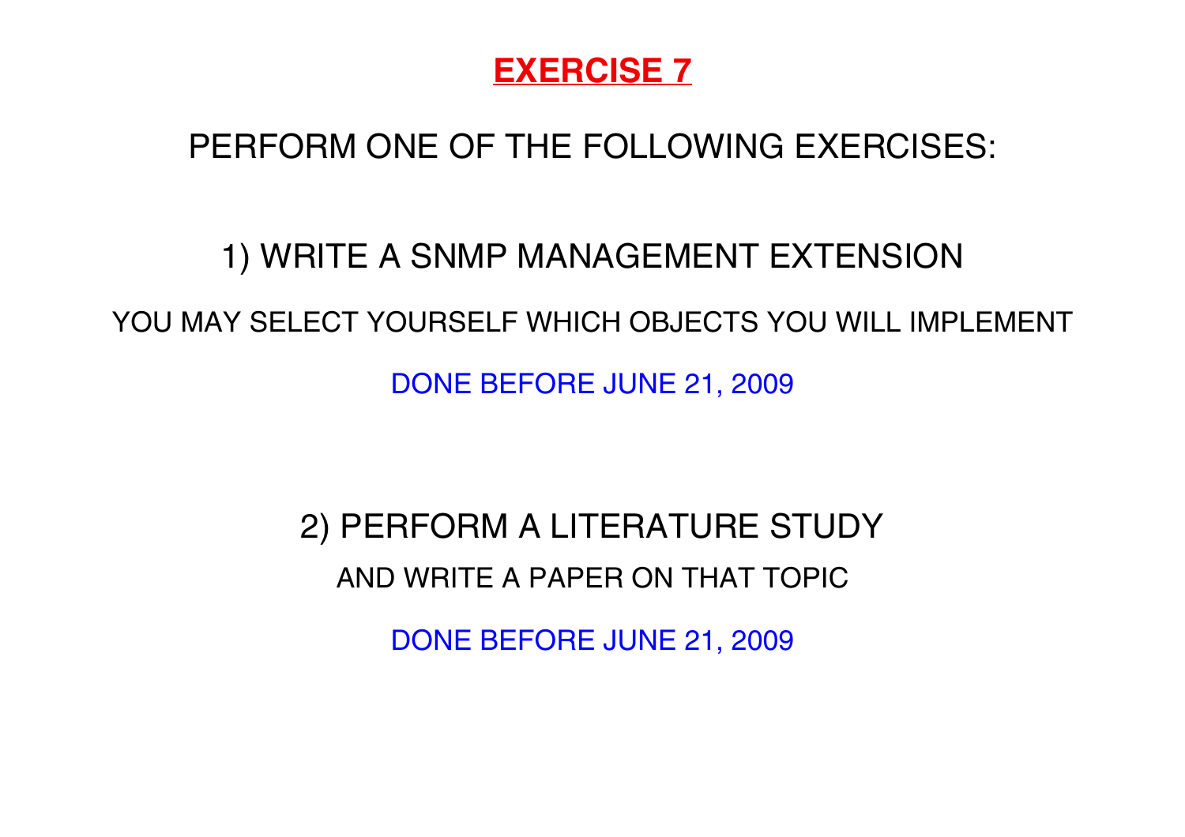# EXERCISE 7

PERFORM ONE OF THE FOLLOWING EXERCISES:

1) WRITE A SNMP MANAGEMENT EXTENSION

YOU MAY SELECT YOURSELF WHICH OBJECTS YOU WILL IMPLEMENT

DONE BEFORE JUNE 21, 2009

2) PERFORM A LITERATURE STUDY

AND WRITE A PAPER ON THAT TOPIC

DONE BEFORE JUNE 21, 2009